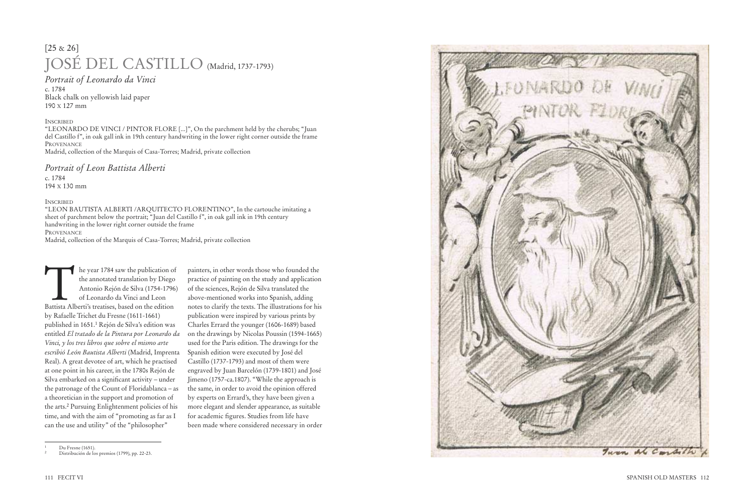[25 & 26]

# JOSÉ DEL CASTILLO (Madrid, 1737-1793)

## *Portrait of Leonardo da Vinci*

c. 1784
Black chalk on yellowish laid paper
190 x 127 mm

INSCRIBED
"LEONARDO DE VINCI / PINTOR FLORE [...]", On the parchment held by the cherubs; "Juan del Castillo f", in oak gall ink in 19th century handwriting in the lower right corner outside the frame
PROVENANCE
Madrid, collection of the Marquis of Casa-Torres; Madrid, private collection

## *Portrait of Leon Battista Alberti*

c. 1784
194 x 130 mm

INSCRIBED
"LEON BAUTISTA ALBERTI /ARQUITECTO FLORENTINO", In the cartouche imitating a sheet of parchment below the portrait; "Juan del Castillo f", in oak gall ink in 19th century handwriting in the lower right corner outside the frame
PROVENANCE
Madrid, collection of the Marquis of Casa-Torres; Madrid, private collection

The year 1784 saw the publication of the annotated translation by Diego Antonio Rejón de Silva (1754-1796) of Leonardo da Vinci and Leon Battista Alberti's treatises, based on the edition by Rafaelle Trichet du Fresne (1611-1661) published in 1651.[1] Rejón de Silva's edition was entitled *El tratado de la Pintura por Leonardo da Vinci, y los tres libros que sobre el mismo arte escribió León Bautista Alberti* (Madrid, Imprenta Real). A great devotee of art, which he practised at one point in his career, in the 1780s Rejón de Silva embarked on a significant activity – under the patronage of the Count of Floridablanca – as a theoretician in the support and promotion of the arts.[2] Pursuing Enlightenment policies of his time, and with the aim of "promoting as far as I can the use and utility" of the "philosopher" painters, in other words those who founded the practice of painting on the study and application of the sciences, Rejón de Silva translated the above-mentioned works into Spanish, adding notes to clarify the texts. The illustrations for his publication were inspired by various prints by Charles Errard the younger (1606-1689) based on the drawings by Nicolas Poussin (1594-1665) used for the Paris edition. The drawings for the Spanish edition were executed by José del Castillo (1737-1793) and most of them were engraved by Juan Barcelón (1739-1801) and José Jimeno (1757-ca.1807). "While the approach is the same, in order to avoid the opinion offered by experts on Errard's, they have been given a more elegant and slender appearance, as suitable for academic figures. Studies from life have been made where considered necessary in order

---

1 Du Fresne (1651).
2 Distribución de los premios (1799), pp. 22-23.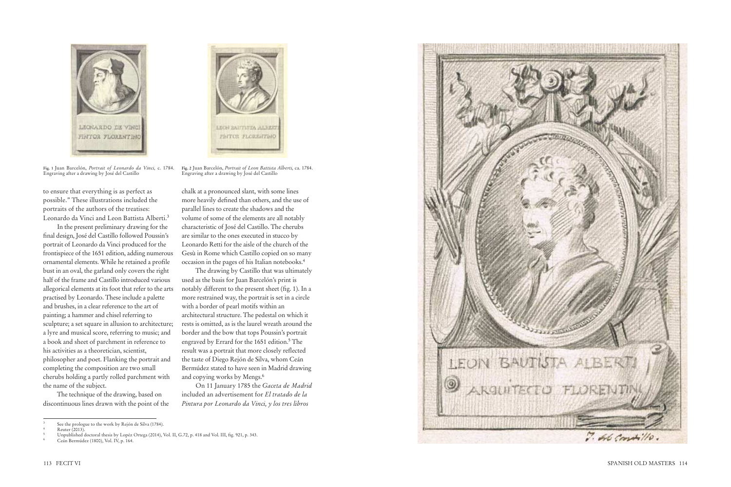Fig. 1 Juan Barcelón, *Portrait of Leonardo da Vinci*, c. 1784. Engraving after a drawing by José del Castillo

Fig. 2 Juan Barcelón, *Portrait of Leon Battista Alberti*, ca. 1784. Engraving after a drawing by José del Castillo

to ensure that everything is as perfect as possible." These illustrations included the portraits of the authors of the treatises: Leonardo da Vinci and Leon Battista Alberti.[3]

In the present preliminary drawing for the final design, José del Castillo followed Poussin's portrait of Leonardo da Vinci produced for the frontispiece of the 1651 edition, adding numerous ornamental elements. While he retained a profile bust in an oval, the garland only covers the right half of the frame and Castillo introduced various allegorical elements at its foot that refer to the arts practised by Leonardo. These include a palette and brushes, in a clear reference to the art of painting; a hammer and chisel referring to sculpture; a set square in allusion to architecture; a lyre and musical score, referring to music; and a book and sheet of parchment in reference to his activities as a theoretician, scientist, philosopher and poet. Flanking the portrait and completing the composition are two small cherubs holding a partly rolled parchment with the name of the subject.

The technique of the drawing, based on discontinuous lines drawn with the point of the chalk at a pronounced slant, with some lines more heavily defined than others, and the use of parallel lines to create the shadows and the volume of some of the elements are all notably characteristic of José del Castillo. The cherubs are similar to the ones executed in stucco by Leonardo Retti for the aisle of the church of the Gesù in Rome which Castillo copied on so many occasion in the pages of his Italian notebooks.[4]

The drawing by Castillo that was ultimately used as the basis for Juan Barcelón's print is notably different to the present sheet (fig. 1). In a more restrained way, the portrait is set in a circle with a border of pearl motifs within an architectural structure. The pedestal on which it rests is omitted, as is the laurel wreath around the border and the bow that tops Poussin's portrait engraved by Errard for the 1651 edition.[5] The result was a portrait that more closely reflected the taste of Diego Rejón de Silva, whom Ceán Bermúdez stated to have seen in Madrid drawing and copying works by Mengs.[6]

On 11 January 1785 the *Gaceta de Madrid* included an advertisement for *El tratado de la Pintura por Leonardo da Vinci, y los tres libros*

---

[3] See the prologue to the work by Rejón de Silva (1784).

[4] Reuter (2013).

[5] Unpublished doctoral thesis by Lopéz Ortega (2014), Vol. II, G.72, p. 418 and Vol. III, fig. 921, p. 343.

[6] Ceán Bermúdez (1800), Vol. IV, p. 164.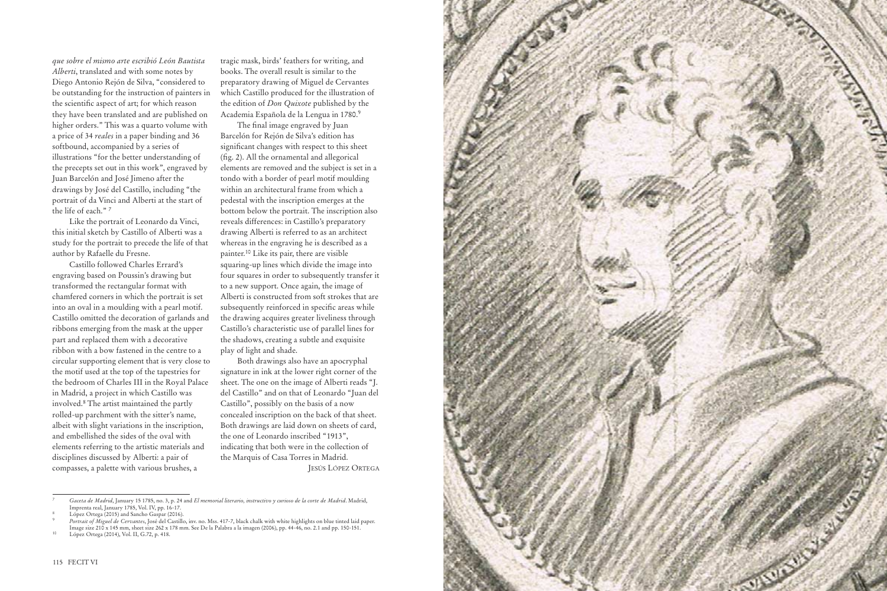*que sobre el mismo arte escribió León Bautista Alberti*, translated and with some notes by Diego Antonio Rejón de Silva, "considered to be outstanding for the instruction of painters in the scientific aspect of art; for which reason they have been translated and are published on higher orders." This was a quarto volume with a price of 34 *reales* in a paper binding and 36 softbound, accompanied by a series of illustrations "for the better understanding of the precepts set out in this work", engraved by Juan Barcelón and José Jimeno after the drawings by José del Castillo, including "the portrait of da Vinci and Alberti at the start of the life of each." [7]

Like the portrait of Leonardo da Vinci, this initial sketch by Castillo of Alberti was a study for the portrait to precede the life of that author by Rafaelle du Fresne.

Castillo followed Charles Errard's engraving based on Poussin's drawing but transformed the rectangular format with chamfered corners in which the portrait is set into an oval in a moulding with a pearl motif. Castillo omitted the decoration of garlands and ribbons emerging from the mask at the upper part and replaced them with a decorative ribbon with a bow fastened in the centre to a circular supporting element that is very close to the motif used at the top of the tapestries for the bedroom of Charles III in the Royal Palace in Madrid, a project in which Castillo was involved.[8] The artist maintained the partly rolled-up parchment with the sitter's name, albeit with slight variations in the inscription, and embellished the sides of the oval with elements referring to the artistic materials and disciplines discussed by Alberti: a pair of compasses, a palette with various brushes, a tragic mask, birds' feathers for writing, and books. The overall result is similar to the preparatory drawing of Miguel de Cervantes which Castillo produced for the illustration of the edition of *Don Quixote* published by the Academia Española de la Lengua in 1780.[9]

The final image engraved by Juan Barcelón for Rejón de Silva's edition has significant changes with respect to this sheet (fig. 2). All the ornamental and allegorical elements are removed and the subject is set in a tondo with a border of pearl motif moulding within an architectural frame from which a pedestal with the inscription emerges at the bottom below the portrait. The inscription also reveals differences: in Castillo's preparatory drawing Alberti is referred to as an architect whereas in the engraving he is described as a painter.[10] Like its pair, there are visible squaring-up lines which divide the image into four squares in order to subsequently transfer it to a new support. Once again, the image of Alberti is constructed from soft strokes that are subsequently reinforced in specific areas while the drawing acquires greater liveliness through Castillo's characteristic use of parallel lines for the shadows, creating a subtle and exquisite play of light and shade.

Both drawings also have an apocryphal signature in ink at the lower right corner of the sheet. The one on the image of Alberti reads "J. del Castillo" and on that of Leonardo "Juan del Castillo", possibly on the basis of a now concealed inscription on the back of that sheet. Both drawings are laid down on sheets of card, the one of Leonardo inscribed "1913", indicating that both were in the collection of the Marquis of Casa Torres in Madrid.

Jesús López Ortega

---

[7] *Gaceta de Madrid*, January 15 1785, no. 3, p. 24 and *El memorial literario, instructivo y curioso de la corte de Madrid*. Madrid, Imprenta real, January 1785, Vol. IV, pp. 16-17.

[8] López Ortega (2015) and Sancho Gaspar (2016).

[9] *Portrait of Miguel de Cervantes*, José del Castillo, inv. no. Mss. 417-7, black chalk with white highlights on blue tinted laid paper. Image size 210 x 145 mm, sheet size 262 x 178 mm. See De la Palabra a la imagen (2006), pp. 44-46, no. 2.1 and pp. 150-151.

[10] López Ortega (2014), Vol. II, G.72, p. 418.